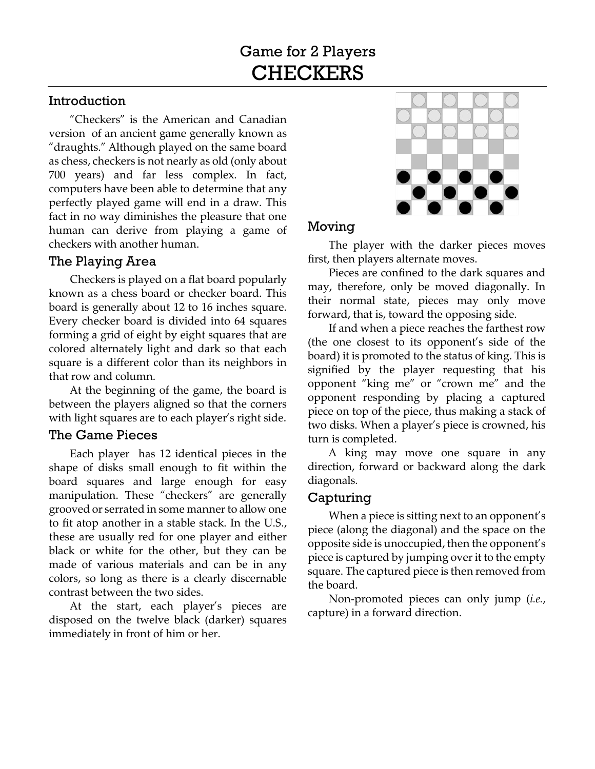# Game for 2 Players
# CHECKERS

## Introduction

"Checkers" is the American and Canadian version of an ancient game generally known as "draughts." Although played on the same board as chess, checkers is not nearly as old (only about 700 years) and far less complex. In fact, computers have been able to determine that any perfectly played game will end in a draw. This fact in no way diminishes the pleasure that one human can derive from playing a game of checkers with another human.

## The Playing Area

Checkers is played on a flat board popularly known as a chess board or checker board. This board is generally about 12 to 16 inches square. Every checker board is divided into 64 squares forming a grid of eight by eight squares that are colored alternately light and dark so that each square is a different color than its neighbors in that row and column.

At the beginning of the game, the board is between the players aligned so that the corners with light squares are to each player's right side.

## The Game Pieces

Each player has 12 identical pieces in the shape of disks small enough to fit within the board squares and large enough for easy manipulation. These "checkers" are generally grooved or serrated in some manner to allow one to fit atop another in a stable stack. In the U.S., these are usually red for one player and either black or white for the other, but they can be made of various materials and can be in any colors, so long as there is a clearly discernable contrast between the two sides.

At the start, each player's pieces are disposed on the twelve black (darker) squares immediately in front of him or her.

## Moving

The player with the darker pieces moves first, then players alternate moves.

Pieces are confined to the dark squares and may, therefore, only be moved diagonally. In their normal state, pieces may only move forward, that is, toward the opposing side.

If and when a piece reaches the farthest row (the one closest to its opponent's side of the board) it is promoted to the status of king. This is signified by the player requesting that his opponent "king me" or "crown me" and the opponent responding by placing a captured piece on top of the piece, thus making a stack of two disks. When a player's piece is crowned, his turn is completed.

A king may move one square in any direction, forward or backward along the dark diagonals.

## Capturing

When a piece is sitting next to an opponent's piece (along the diagonal) and the space on the opposite side is unoccupied, then the opponent's piece is captured by jumping over it to the empty square. The captured piece is then removed from the board.

Non-promoted pieces can only jump (*i.e.*, capture) in a forward direction.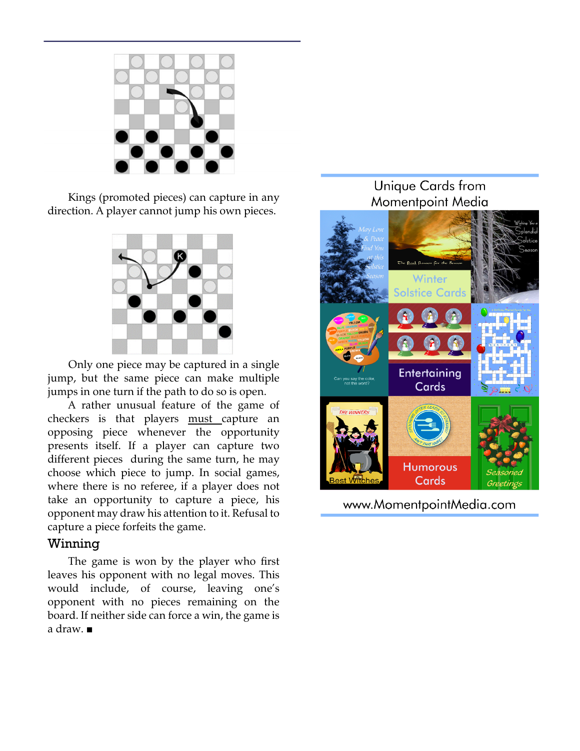Kings (promoted pieces) can capture in any direction. A player cannot jump his own pieces.

Only one piece may be captured in a single jump, but the same piece can make multiple jumps in one turn if the path to do so is open.

A rather unusual feature of the game of checkers is that players must capture an opposing piece whenever the opportunity presents itself. If a player can capture two different pieces during the same turn, he may choose which piece to jump. In social games, where there is no referee, if a player does not take an opportunity to capture a piece, his opponent may draw his attention to it. Refusal to capture a piece forfeits the game.

## Winning

The game is won by the player who first leaves his opponent with no legal moves. This would include, of course, leaving one's opponent with no pieces remaining on the board. If neither side can force a win, the game is a draw. ■

Unique Cards from Momentpoint Media

Winter Solstice Cards

Entertaining Cards

Humorous Cards

www.MomentpointMedia.com